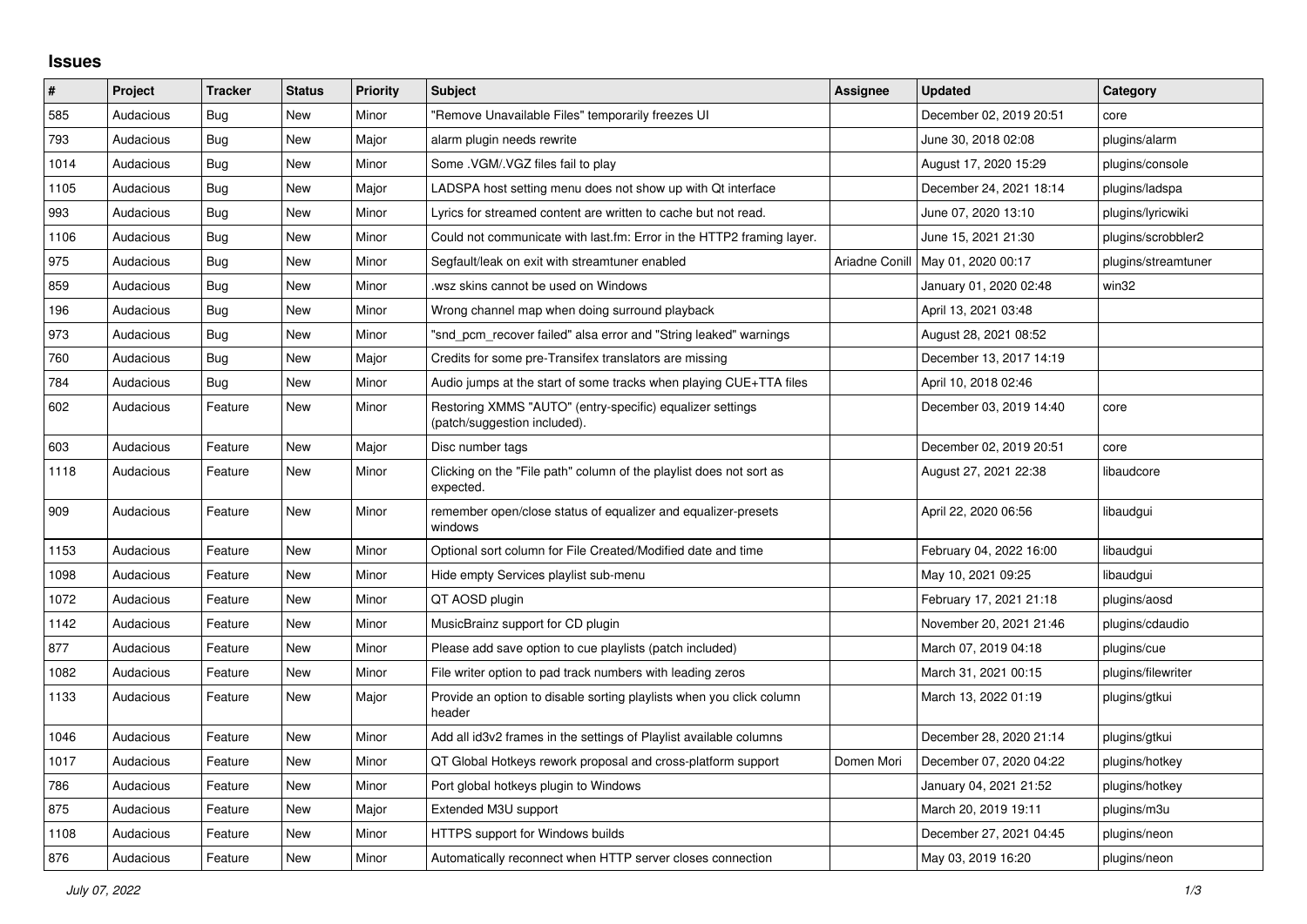## Issues

| # | Project | Tracker | Status | Priority | Subject | Assignee | Updated | Category |
|---|---|---|---|---|---|---|---|---|
| 585 | Audacious | Bug | New | Minor | "Remove Unavailable Files" temporarily freezes UI | | December 02, 2019 20:51 | core |
| 793 | Audacious | Bug | New | Major | alarm plugin needs rewrite | | June 30, 2018 02:08 | plugins/alarm |
| 1014 | Audacious | Bug | New | Minor | Some .VGM/.VGZ files fail to play | | August 17, 2020 15:29 | plugins/console |
| 1105 | Audacious | Bug | New | Major | LADSPA host setting menu does not show up with Qt interface | | December 24, 2021 18:14 | plugins/ladspa |
| 993 | Audacious | Bug | New | Minor | Lyrics for streamed content are written to cache but not read. | | June 07, 2020 13:10 | plugins/lyricwiki |
| 1106 | Audacious | Bug | New | Minor | Could not communicate with last.fm: Error in the HTTP2 framing layer. | | June 15, 2021 21:30 | plugins/scrobbler2 |
| 975 | Audacious | Bug | New | Minor | Segfault/leak on exit with streamtuner enabled | Ariadne Conill | May 01, 2020 00:17 | plugins/streamtuner |
| 859 | Audacious | Bug | New | Minor | .wsz skins cannot be used on Windows | | January 01, 2020 02:48 | win32 |
| 196 | Audacious | Bug | New | Minor | Wrong channel map when doing surround playback | | April 13, 2021 03:48 | |
| 973 | Audacious | Bug | New | Minor | "snd_pcm_recover failed" alsa error and "String leaked" warnings | | August 28, 2021 08:52 | |
| 760 | Audacious | Bug | New | Major | Credits for some pre-Transifex translators are missing | | December 13, 2017 14:19 | |
| 784 | Audacious | Bug | New | Minor | Audio jumps at the start of some tracks when playing CUE+TTA files | | April 10, 2018 02:46 | |
| 602 | Audacious | Feature | New | Minor | Restoring XMMS "AUTO" (entry-specific) equalizer settings (patch/suggestion included). | | December 03, 2019 14:40 | core |
| 603 | Audacious | Feature | New | Major | Disc number tags | | December 02, 2019 20:51 | core |
| 1118 | Audacious | Feature | New | Minor | Clicking on the "File path" column of the playlist does not sort as expected. | | August 27, 2021 22:38 | libaudcore |
| 909 | Audacious | Feature | New | Minor | remember open/close status of equalizer and equalizer-presets windows | | April 22, 2020 06:56 | libaudgui |
| 1153 | Audacious | Feature | New | Minor | Optional sort column for File Created/Modified date and time | | February 04, 2022 16:00 | libaudgui |
| 1098 | Audacious | Feature | New | Minor | Hide empty Services playlist sub-menu | | May 10, 2021 09:25 | libaudgui |
| 1072 | Audacious | Feature | New | Minor | QT AOSD plugin | | February 17, 2021 21:18 | plugins/aosd |
| 1142 | Audacious | Feature | New | Minor | MusicBrainz support for CD plugin | | November 20, 2021 21:46 | plugins/cdaudio |
| 877 | Audacious | Feature | New | Minor | Please add save option to cue playlists (patch included) | | March 07, 2019 04:18 | plugins/cue |
| 1082 | Audacious | Feature | New | Minor | File writer option to pad track numbers with leading zeros | | March 31, 2021 00:15 | plugins/filewriter |
| 1133 | Audacious | Feature | New | Major | Provide an option to disable sorting playlists when you click column header | | March 13, 2022 01:19 | plugins/gtkui |
| 1046 | Audacious | Feature | New | Minor | Add all id3v2 frames in the settings of Playlist available columns | | December 28, 2020 21:14 | plugins/gtkui |
| 1017 | Audacious | Feature | New | Minor | QT Global Hotkeys rework proposal and cross-platform support | Domen Mori | December 07, 2020 04:22 | plugins/hotkey |
| 786 | Audacious | Feature | New | Minor | Port global hotkeys plugin to Windows | | January 04, 2021 21:52 | plugins/hotkey |
| 875 | Audacious | Feature | New | Major | Extended M3U support | | March 20, 2019 19:11 | plugins/m3u |
| 1108 | Audacious | Feature | New | Minor | HTTPS support for Windows builds | | December 27, 2021 04:45 | plugins/neon |
| 876 | Audacious | Feature | New | Minor | Automatically reconnect when HTTP server closes connection | | May 03, 2019 16:20 | plugins/neon |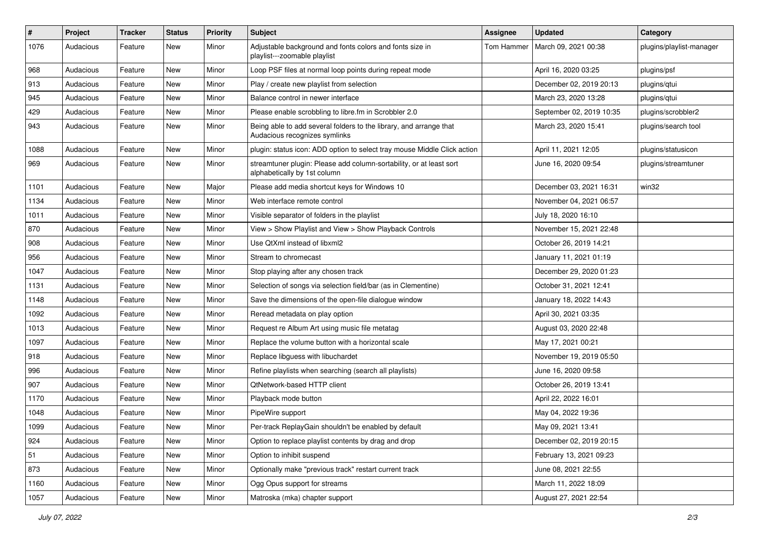| # | Project | Tracker | Status | Priority | Subject | Assignee | Updated | Category |
|---|---|---|---|---|---|---|---|---|
| 1076 | Audacious | Feature | New | Minor | Adjustable background and fonts colors and fonts size in playlist---zoomable playlist | Tom Hammer | March 09, 2021 00:38 | plugins/playlist-manager |
| 968 | Audacious | Feature | New | Minor | Loop PSF files at normal loop points during repeat mode | | April 16, 2020 03:25 | plugins/psf |
| 913 | Audacious | Feature | New | Minor | Play / create new playlist from selection | | December 02, 2019 20:13 | plugins/qtui |
| 945 | Audacious | Feature | New | Minor | Balance control in newer interface | | March 23, 2020 13:28 | plugins/qtui |
| 429 | Audacious | Feature | New | Minor | Please enable scrobbling to libre.fm in Scrobbler 2.0 | | September 02, 2019 10:35 | plugins/scrobbler2 |
| 943 | Audacious | Feature | New | Minor | Being able to add several folders to the library, and arrange that Audacious recognizes symlinks | | March 23, 2020 15:41 | plugins/search tool |
| 1088 | Audacious | Feature | New | Minor | plugin: status icon: ADD option to select tray mouse Middle Click action | | April 11, 2021 12:05 | plugins/statusicon |
| 969 | Audacious | Feature | New | Minor | streamtuner plugin: Please add column-sortability, or at least sort alphabetically by 1st column | | June 16, 2020 09:54 | plugins/streamtuner |
| 1101 | Audacious | Feature | New | Major | Please add media shortcut keys for Windows 10 | | December 03, 2021 16:31 | win32 |
| 1134 | Audacious | Feature | New | Minor | Web interface remote control | | November 04, 2021 06:57 | |
| 1011 | Audacious | Feature | New | Minor | Visible separator of folders in the playlist | | July 18, 2020 16:10 | |
| 870 | Audacious | Feature | New | Minor | View > Show Playlist and View > Show Playback Controls | | November 15, 2021 22:48 | |
| 908 | Audacious | Feature | New | Minor | Use QtXml instead of libxml2 | | October 26, 2019 14:21 | |
| 956 | Audacious | Feature | New | Minor | Stream to chromecast | | January 11, 2021 01:19 | |
| 1047 | Audacious | Feature | New | Minor | Stop playing after any chosen track | | December 29, 2020 01:23 | |
| 1131 | Audacious | Feature | New | Minor | Selection of songs via selection field/bar (as in Clementine) | | October 31, 2021 12:41 | |
| 1148 | Audacious | Feature | New | Minor | Save the dimensions of the open-file dialogue window | | January 18, 2022 14:43 | |
| 1092 | Audacious | Feature | New | Minor | Reread metadata on play option | | April 30, 2021 03:35 | |
| 1013 | Audacious | Feature | New | Minor | Request re Album Art using music file metatag | | August 03, 2020 22:48 | |
| 1097 | Audacious | Feature | New | Minor | Replace the volume button with a horizontal scale | | May 17, 2021 00:21 | |
| 918 | Audacious | Feature | New | Minor | Replace libguess with libuchardet | | November 19, 2019 05:50 | |
| 996 | Audacious | Feature | New | Minor | Refine playlists when searching (search all playlists) | | June 16, 2020 09:58 | |
| 907 | Audacious | Feature | New | Minor | QtNetwork-based HTTP client | | October 26, 2019 13:41 | |
| 1170 | Audacious | Feature | New | Minor | Playback mode button | | April 22, 2022 16:01 | |
| 1048 | Audacious | Feature | New | Minor | PipeWire support | | May 04, 2022 19:36 | |
| 1099 | Audacious | Feature | New | Minor | Per-track ReplayGain shouldn't be enabled by default | | May 09, 2021 13:41 | |
| 924 | Audacious | Feature | New | Minor | Option to replace playlist contents by drag and drop | | December 02, 2019 20:15 | |
| 51 | Audacious | Feature | New | Minor | Option to inhibit suspend | | February 13, 2021 09:23 | |
| 873 | Audacious | Feature | New | Minor | Optionally make "previous track" restart current track | | June 08, 2021 22:55 | |
| 1160 | Audacious | Feature | New | Minor | Ogg Opus support for streams | | March 11, 2022 18:09 | |
| 1057 | Audacious | Feature | New | Minor | Matroska (mka) chapter support | | August 27, 2021 22:54 | |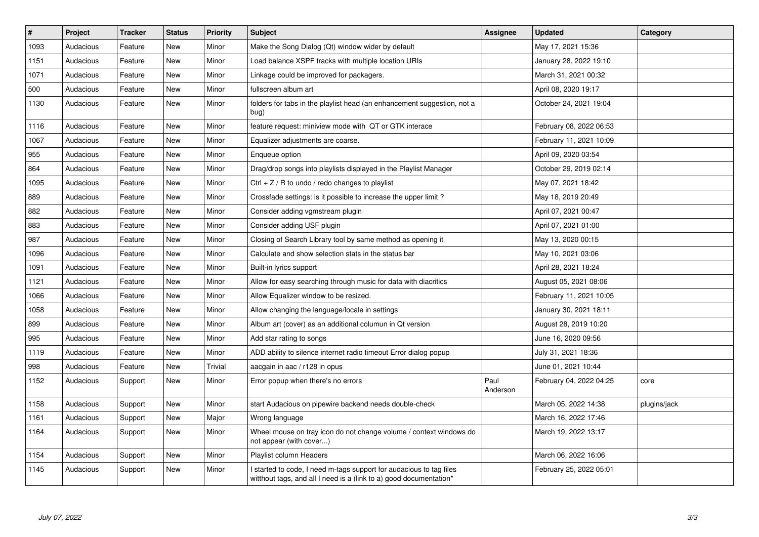| # | Project | Tracker | Status | Priority | Subject | Assignee | Updated | Category |
|---|---|---|---|---|---|---|---|---|
| 1093 | Audacious | Feature | New | Minor | Make the Song Dialog (Qt) window wider by default | | May 17, 2021 15:36 | |
| 1151 | Audacious | Feature | New | Minor | Load balance XSPF tracks with multiple location URIs | | January 28, 2022 19:10 | |
| 1071 | Audacious | Feature | New | Minor | Linkage could be improved for packagers. | | March 31, 2021 00:32 | |
| 500 | Audacious | Feature | New | Minor | fullscreen album art | | April 08, 2020 19:17 | |
| 1130 | Audacious | Feature | New | Minor | folders for tabs in the playlist head (an enhancement suggestion, not a bug) | | October 24, 2021 19:04 | |
| 1116 | Audacious | Feature | New | Minor | feature request: miniview mode with QT or GTK interace | | February 08, 2022 06:53 | |
| 1067 | Audacious | Feature | New | Minor | Equalizer adjustments are coarse. | | February 11, 2021 10:09 | |
| 955 | Audacious | Feature | New | Minor | Enqueue option | | April 09, 2020 03:54 | |
| 864 | Audacious | Feature | New | Minor | Drag/drop songs into playlists displayed in the Playlist Manager | | October 29, 2019 02:14 | |
| 1095 | Audacious | Feature | New | Minor | Ctrl + Z / R to undo / redo changes to playlist | | May 07, 2021 18:42 | |
| 889 | Audacious | Feature | New | Minor | Crossfade settings: is it possible to increase the upper limit ? | | May 18, 2019 20:49 | |
| 882 | Audacious | Feature | New | Minor | Consider adding vgmstream plugin | | April 07, 2021 00:47 | |
| 883 | Audacious | Feature | New | Minor | Consider adding USF plugin | | April 07, 2021 01:00 | |
| 987 | Audacious | Feature | New | Minor | Closing of Search Library tool by same method as opening it | | May 13, 2020 00:15 | |
| 1096 | Audacious | Feature | New | Minor | Calculate and show selection stats in the status bar | | May 10, 2021 03:06 | |
| 1091 | Audacious | Feature | New | Minor | Built-in lyrics support | | April 28, 2021 18:24 | |
| 1121 | Audacious | Feature | New | Minor | Allow for easy searching through music for data with diacritics | | August 05, 2021 08:06 | |
| 1066 | Audacious | Feature | New | Minor | Allow Equalizer window to be resized. | | February 11, 2021 10:05 | |
| 1058 | Audacious | Feature | New | Minor | Allow changing the language/locale in settings | | January 30, 2021 18:11 | |
| 899 | Audacious | Feature | New | Minor | Album art (cover) as an additional columun in Qt version | | August 28, 2019 10:20 | |
| 995 | Audacious | Feature | New | Minor | Add star rating to songs | | June 16, 2020 09:56 | |
| 1119 | Audacious | Feature | New | Minor | ADD ability to silence internet radio timeout Error dialog popup | | July 31, 2021 18:36 | |
| 998 | Audacious | Feature | New | Trivial | aacgain in aac / r128 in opus | | June 01, 2021 10:44 | |
| 1152 | Audacious | Support | New | Minor | Error popup when there's no errors | Paul Anderson | February 04, 2022 04:25 | core |
| 1158 | Audacious | Support | New | Minor | start Audacious on pipewire backend needs double-check | | March 05, 2022 14:38 | plugins/jack |
| 1161 | Audacious | Support | New | Major | Wrong language | | March 16, 2022 17:46 | |
| 1164 | Audacious | Support | New | Minor | Wheel mouse on tray icon do not change volume / context windows do not appear (with cover...) | | March 19, 2022 13:17 | |
| 1154 | Audacious | Support | New | Minor | Playlist column Headers | | March 06, 2022 16:06 | |
| 1145 | Audacious | Support | New | Minor | I started to code, I need m-tags support for audacious to tag files witthout tags, and all I need is a (link to a) good documentation* | | February 25, 2022 05:01 | |

*July 07, 2022*